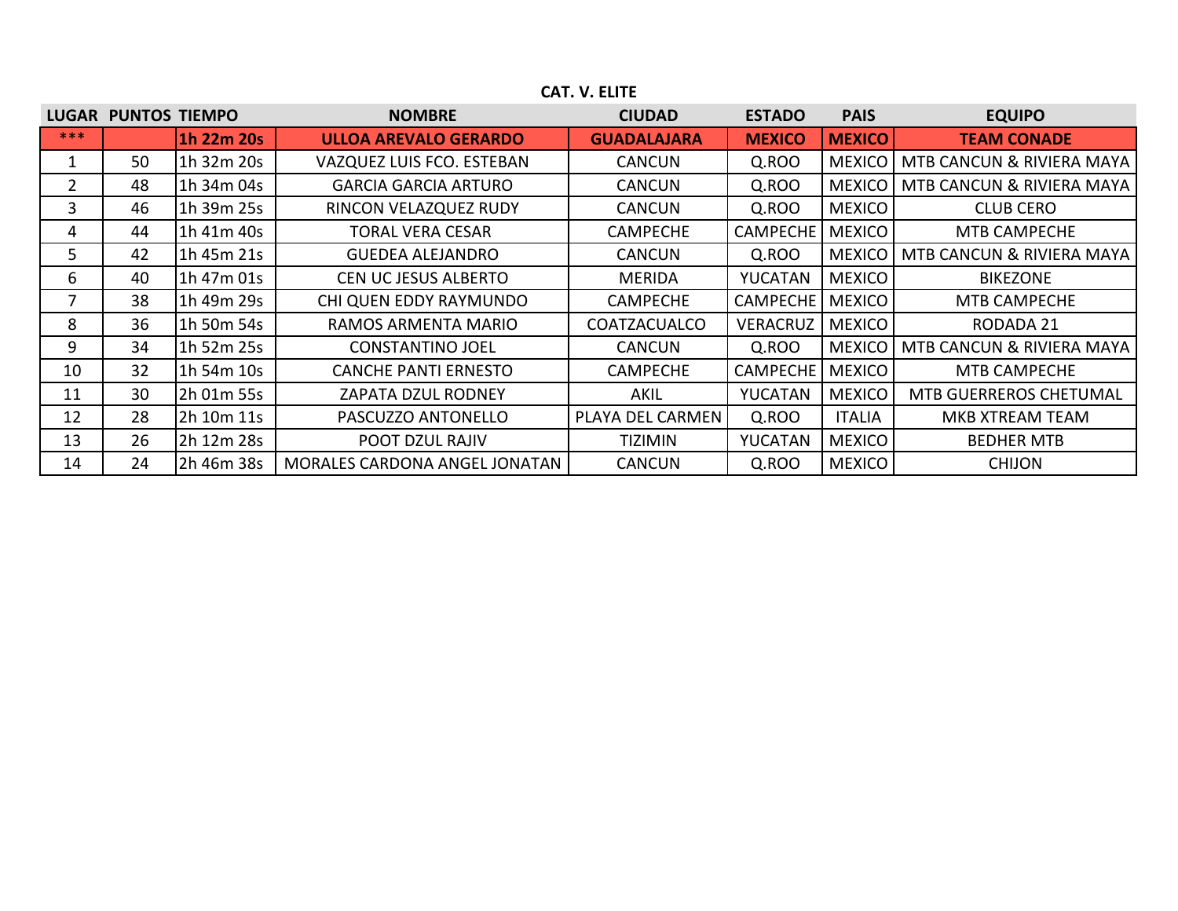## CAT. V. ELITE

| LUGAR | PUNTOS | TIEMPO | NOMBRE | CIUDAD | ESTADO | PAIS | EQUIPO |
|---|---|---|---|---|---|---|---|
| *** | | **1h 22m 20s** | **ULLOA AREVALO GERARDO** | **GUADALAJARA** | **MEXICO** | **MEXICO** | **TEAM CONADE** |
| 1 | 50 | 1h 32m 20s | VAZQUEZ LUIS FCO. ESTEBAN | CANCUN | Q.ROO | MEXICO | MTB CANCUN & RIVIERA MAYA |
| 2 | 48 | 1h 34m 04s | GARCIA GARCIA ARTURO | CANCUN | Q.ROO | MEXICO | MTB CANCUN & RIVIERA MAYA |
| 3 | 46 | 1h 39m 25s | RINCON VELAZQUEZ RUDY | CANCUN | Q.ROO | MEXICO | CLUB CERO |
| 4 | 44 | 1h 41m 40s | TORAL VERA CESAR | CAMPECHE | CAMPECHE | MEXICO | MTB CAMPECHE |
| 5 | 42 | 1h 45m 21s | GUEDEA ALEJANDRO | CANCUN | Q.ROO | MEXICO | MTB CANCUN & RIVIERA MAYA |
| 6 | 40 | 1h 47m 01s | CEN UC JESUS ALBERTO | MERIDA | YUCATAN | MEXICO | BIKEZONE |
| 7 | 38 | 1h 49m 29s | CHI QUEN EDDY RAYMUNDO | CAMPECHE | CAMPECHE | MEXICO | MTB CAMPECHE |
| 8 | 36 | 1h 50m 54s | RAMOS ARMENTA MARIO | COATZACUALCO | VERACRUZ | MEXICO | RODADA 21 |
| 9 | 34 | 1h 52m 25s | CONSTANTINO JOEL | CANCUN | Q.ROO | MEXICO | MTB CANCUN & RIVIERA MAYA |
| 10 | 32 | 1h 54m 10s | CANCHE PANTI ERNESTO | CAMPECHE | CAMPECHE | MEXICO | MTB CAMPECHE |
| 11 | 30 | 2h 01m 55s | ZAPATA DZUL RODNEY | AKIL | YUCATAN | MEXICO | MTB GUERREROS CHETUMAL |
| 12 | 28 | 2h 10m 11s | PASCUZZO ANTONELLO | PLAYA DEL CARMEN | Q.ROO | ITALIA | MKB XTREAM TEAM |
| 13 | 26 | 2h 12m 28s | POOT DZUL RAJIV | TIZIMIN | YUCATAN | MEXICO | BEDHER MTB |
| 14 | 24 | 2h 46m 38s | MORALES CARDONA ANGEL JONATAN | CANCUN | Q.ROO | MEXICO | CHIJON |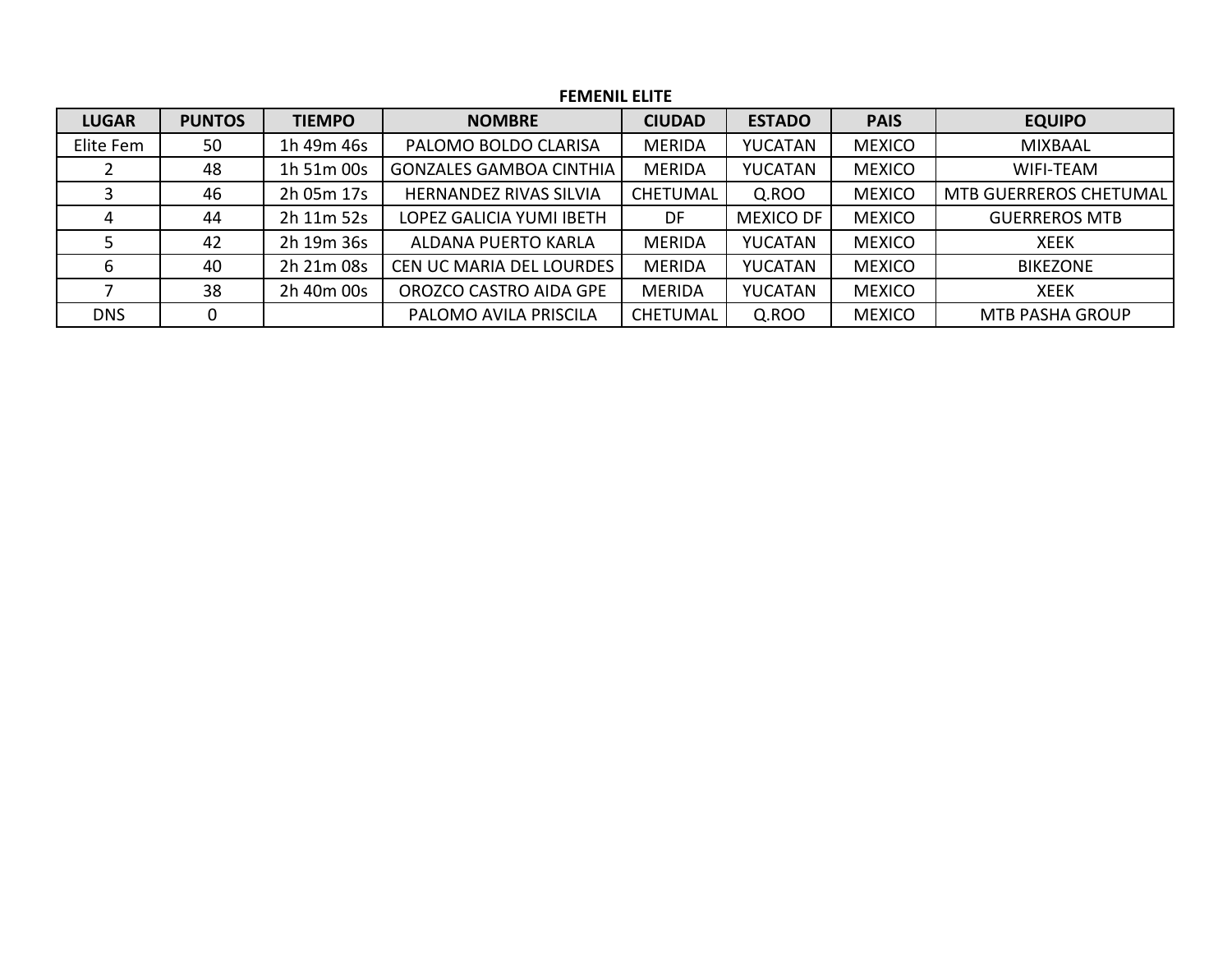**FEMENIL ELITE**

| LUGAR | PUNTOS | TIEMPO | NOMBRE | CIUDAD | ESTADO | PAIS | EQUIPO |
|---|---|---|---|---|---|---|---|
| Elite Fem | 50 | 1h 49m 46s | PALOMO BOLDO CLARISA | MERIDA | YUCATAN | MEXICO | MIXBAAL |
| 2 | 48 | 1h 51m 00s | GONZALES GAMBOA CINTHIA | MERIDA | YUCATAN | MEXICO | WIFI-TEAM |
| 3 | 46 | 2h 05m 17s | HERNANDEZ RIVAS SILVIA | CHETUMAL | Q.ROO | MEXICO | MTB GUERREROS CHETUMAL |
| 4 | 44 | 2h 11m 52s | LOPEZ GALICIA YUMI IBETH | DF | MEXICO DF | MEXICO | GUERREROS MTB |
| 5 | 42 | 2h 19m 36s | ALDANA PUERTO KARLA | MERIDA | YUCATAN | MEXICO | XEEK |
| 6 | 40 | 2h 21m 08s | CEN UC MARIA DEL LOURDES | MERIDA | YUCATAN | MEXICO | BIKEZONE |
| 7 | 38 | 2h 40m 00s | OROZCO CASTRO AIDA GPE | MERIDA | YUCATAN | MEXICO | XEEK |
| DNS | 0 | | PALOMO AVILA PRISCILA | CHETUMAL | Q.ROO | MEXICO | MTB PASHA GROUP |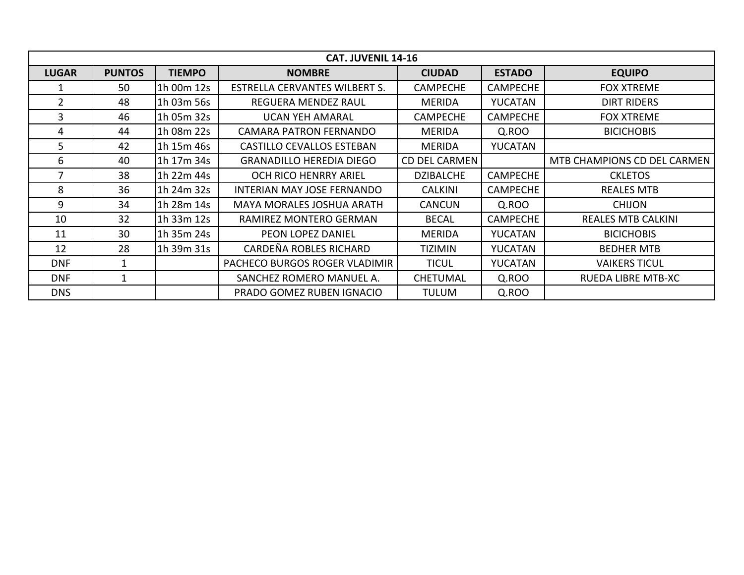| CAT. JUVENIL 14-16 | | | | | | |
|---|---|---|---|---|---|---|
| LUGAR | PUNTOS | TIEMPO | NOMBRE | CIUDAD | ESTADO | EQUIPO |
| 1 | 50 | 1h 00m 12s | ESTRELLA CERVANTES WILBERT S. | CAMPECHE | CAMPECHE | FOX XTREME |
| 2 | 48 | 1h 03m 56s | REGUERA MENDEZ RAUL | MERIDA | YUCATAN | DIRT RIDERS |
| 3 | 46 | 1h 05m 32s | UCAN YEH AMARAL | CAMPECHE | CAMPECHE | FOX XTREME |
| 4 | 44 | 1h 08m 22s | CAMARA PATRON FERNANDO | MERIDA | Q.ROO | BICICHOBIS |
| 5 | 42 | 1h 15m 46s | CASTILLO CEVALLOS ESTEBAN | MERIDA | YUCATAN | |
| 6 | 40 | 1h 17m 34s | GRANADILLO HEREDIA DIEGO | CD DEL CARMEN | | MTB CHAMPIONS CD DEL CARMEN |
| 7 | 38 | 1h 22m 44s | OCH RICO HENRRY ARIEL | DZIBALCHE | CAMPECHE | CKLETOS |
| 8 | 36 | 1h 24m 32s | INTERIAN MAY JOSE FERNANDO | CALKINI | CAMPECHE | REALES MTB |
| 9 | 34 | 1h 28m 14s | MAYA MORALES JOSHUA ARATH | CANCUN | Q.ROO | CHIJON |
| 10 | 32 | 1h 33m 12s | RAMIREZ MONTERO GERMAN | BECAL | CAMPECHE | REALES MTB CALKINI |
| 11 | 30 | 1h 35m 24s | PEON LOPEZ DANIEL | MERIDA | YUCATAN | BICICHOBIS |
| 12 | 28 | 1h 39m 31s | CARDEÑA ROBLES RICHARD | TIZIMIN | YUCATAN | BEDHER MTB |
| DNF | 1 | | PACHECO BURGOS ROGER VLADIMIR | TICUL | YUCATAN | VAIKERS TICUL |
| DNF | 1 | | SANCHEZ ROMERO MANUEL A. | CHETUMAL | Q.ROO | RUEDA LIBRE MTB-XC |
| DNS | | | PRADO GOMEZ RUBEN IGNACIO | TULUM | Q.ROO | |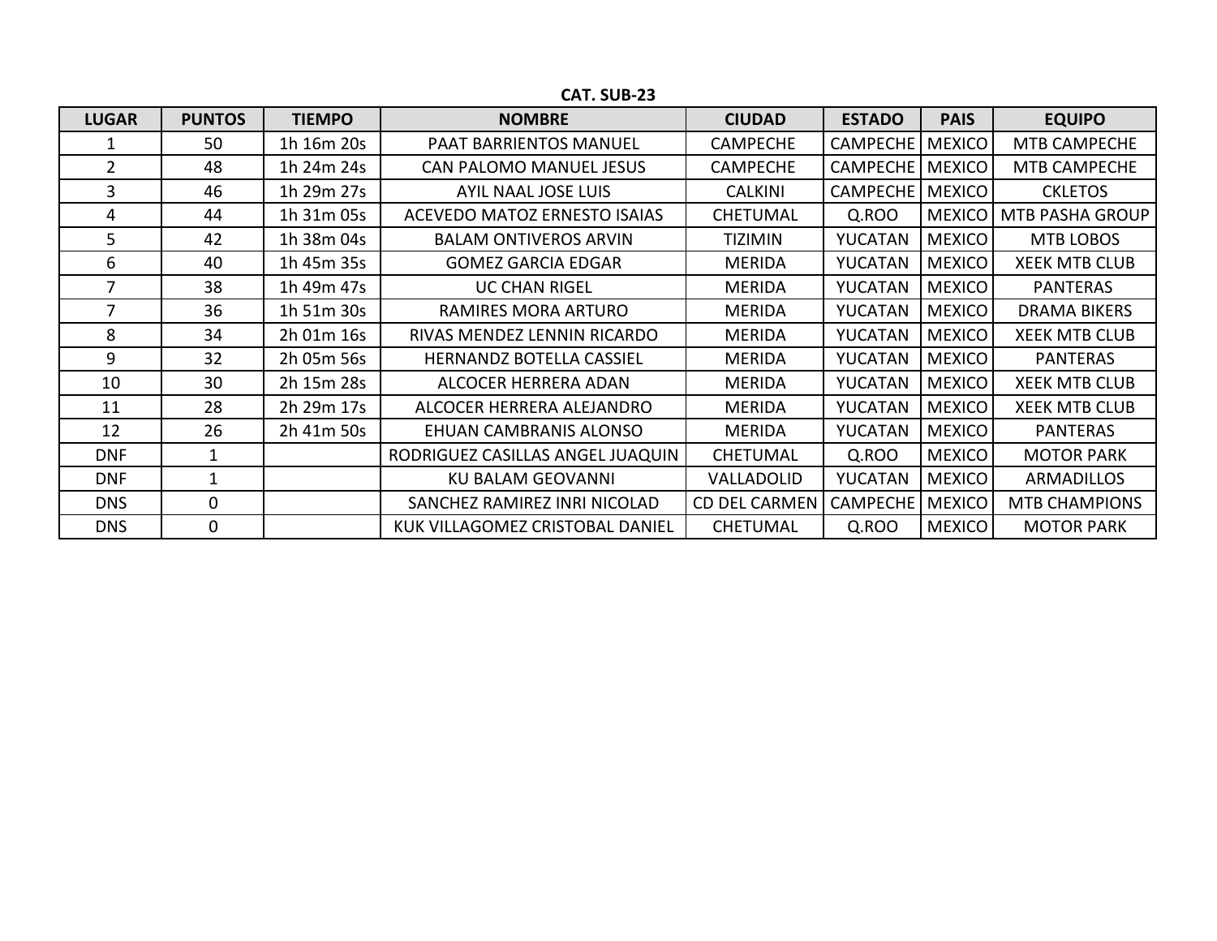**CAT. SUB-23**

| LUGAR | PUNTOS | TIEMPO | NOMBRE | CIUDAD | ESTADO | PAIS | EQUIPO |
|---|---|---|---|---|---|---|---|
| 1 | 50 | 1h 16m 20s | PAAT BARRIENTOS MANUEL | CAMPECHE | CAMPECHE | MEXICO | MTB CAMPECHE |
| 2 | 48 | 1h 24m 24s | CAN PALOMO MANUEL JESUS | CAMPECHE | CAMPECHE | MEXICO | MTB CAMPECHE |
| 3 | 46 | 1h 29m 27s | AYIL NAAL JOSE LUIS | CALKINI | CAMPECHE | MEXICO | CKLETOS |
| 4 | 44 | 1h 31m 05s | ACEVEDO MATOZ ERNESTO ISAIAS | CHETUMAL | Q.ROO | MEXICO | MTB PASHA GROUP |
| 5 | 42 | 1h 38m 04s | BALAM ONTIVEROS ARVIN | TIZIMIN | YUCATAN | MEXICO | MTB LOBOS |
| 6 | 40 | 1h 45m 35s | GOMEZ GARCIA EDGAR | MERIDA | YUCATAN | MEXICO | XEEK MTB CLUB |
| 7 | 38 | 1h 49m 47s | UC CHAN RIGEL | MERIDA | YUCATAN | MEXICO | PANTERAS |
| 7 | 36 | 1h 51m 30s | RAMIRES MORA ARTURO | MERIDA | YUCATAN | MEXICO | DRAMA BIKERS |
| 8 | 34 | 2h 01m 16s | RIVAS MENDEZ LENNIN RICARDO | MERIDA | YUCATAN | MEXICO | XEEK MTB CLUB |
| 9 | 32 | 2h 05m 56s | HERNANDZ BOTELLA CASSIEL | MERIDA | YUCATAN | MEXICO | PANTERAS |
| 10 | 30 | 2h 15m 28s | ALCOCER HERRERA ADAN | MERIDA | YUCATAN | MEXICO | XEEK MTB CLUB |
| 11 | 28 | 2h 29m 17s | ALCOCER HERRERA ALEJANDRO | MERIDA | YUCATAN | MEXICO | XEEK MTB CLUB |
| 12 | 26 | 2h 41m 50s | EHUAN CAMBRANIS ALONSO | MERIDA | YUCATAN | MEXICO | PANTERAS |
| DNF | 1 | | RODRIGUEZ CASILLAS ANGEL JUAQUIN | CHETUMAL | Q.ROO | MEXICO | MOTOR PARK |
| DNF | 1 | | KU BALAM GEOVANNI | VALLADOLID | YUCATAN | MEXICO | ARMADILLOS |
| DNS | 0 | | SANCHEZ RAMIREZ INRI NICOLAD | CD DEL CARMEN | CAMPECHE | MEXICO | MTB CHAMPIONS |
| DNS | 0 | | KUK VILLAGOMEZ CRISTOBAL DANIEL | CHETUMAL | Q.ROO | MEXICO | MOTOR PARK |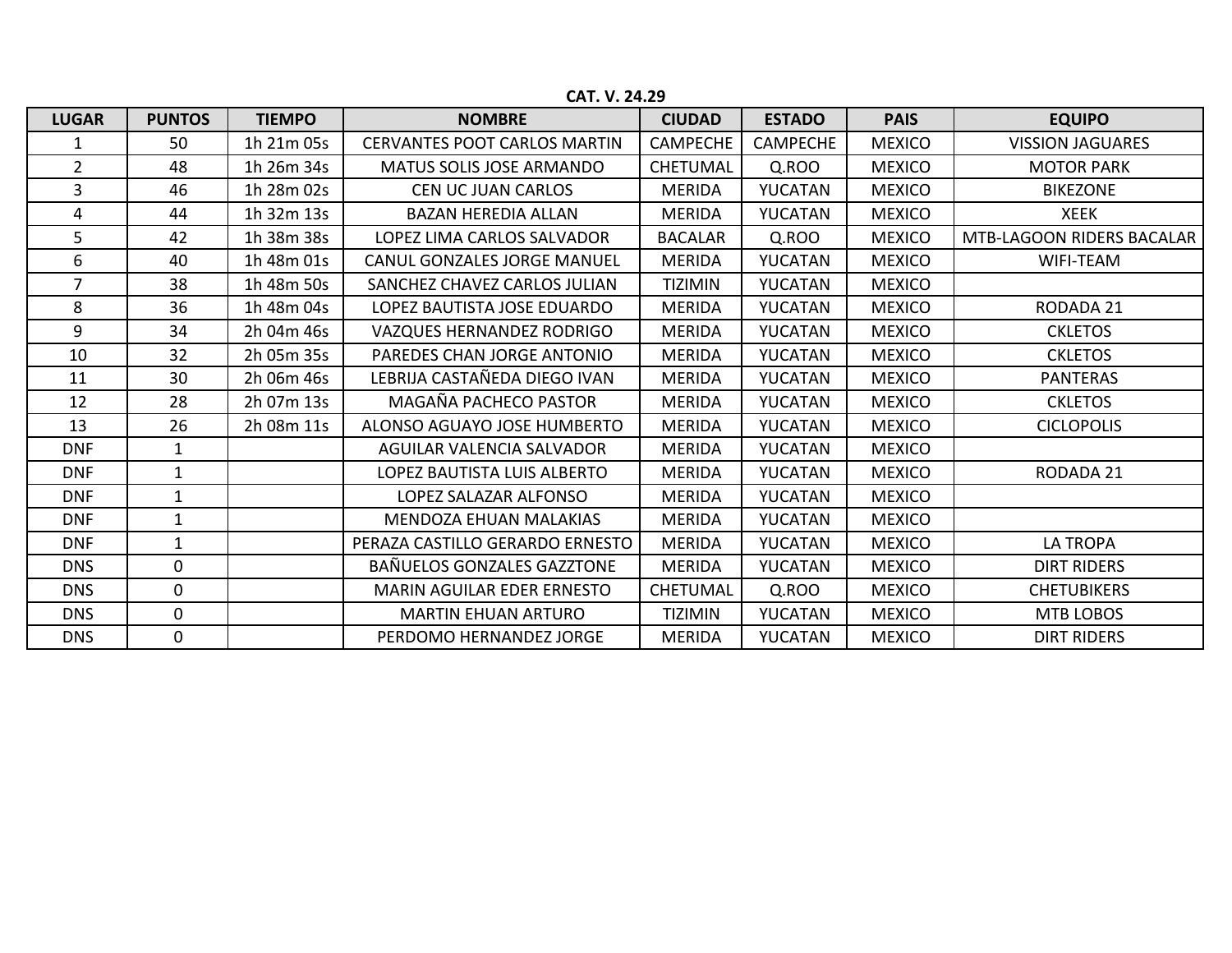**CAT. V. 24.29**

| LUGAR | PUNTOS | TIEMPO | NOMBRE | CIUDAD | ESTADO | PAIS | EQUIPO |
|---|---|---|---|---|---|---|---|
| 1 | 50 | 1h 21m 05s | CERVANTES POOT CARLOS MARTIN | CAMPECHE | CAMPECHE | MEXICO | VISSION JAGUARES |
| 2 | 48 | 1h 26m 34s | MATUS SOLIS JOSE ARMANDO | CHETUMAL | Q.ROO | MEXICO | MOTOR PARK |
| 3 | 46 | 1h 28m 02s | CEN UC JUAN CARLOS | MERIDA | YUCATAN | MEXICO | BIKEZONE |
| 4 | 44 | 1h 32m 13s | BAZAN HEREDIA ALLAN | MERIDA | YUCATAN | MEXICO | XEEK |
| 5 | 42 | 1h 38m 38s | LOPEZ LIMA CARLOS SALVADOR | BACALAR | Q.ROO | MEXICO | MTB-LAGOON RIDERS BACALAR |
| 6 | 40 | 1h 48m 01s | CANUL GONZALES JORGE MANUEL | MERIDA | YUCATAN | MEXICO | WIFI-TEAM |
| 7 | 38 | 1h 48m 50s | SANCHEZ CHAVEZ CARLOS JULIAN | TIZIMIN | YUCATAN | MEXICO | |
| 8 | 36 | 1h 48m 04s | LOPEZ BAUTISTA JOSE EDUARDO | MERIDA | YUCATAN | MEXICO | RODADA 21 |
| 9 | 34 | 2h 04m 46s | VAZQUES HERNANDEZ RODRIGO | MERIDA | YUCATAN | MEXICO | CKLETOS |
| 10 | 32 | 2h 05m 35s | PAREDES CHAN JORGE ANTONIO | MERIDA | YUCATAN | MEXICO | CKLETOS |
| 11 | 30 | 2h 06m 46s | LEBRIJA CASTAÑEDA DIEGO IVAN | MERIDA | YUCATAN | MEXICO | PANTERAS |
| 12 | 28 | 2h 07m 13s | MAGAÑA PACHECO PASTOR | MERIDA | YUCATAN | MEXICO | CKLETOS |
| 13 | 26 | 2h 08m 11s | ALONSO AGUAYO JOSE HUMBERTO | MERIDA | YUCATAN | MEXICO | CICLOPOLIS |
| DNF | 1 | | AGUILAR VALENCIA SALVADOR | MERIDA | YUCATAN | MEXICO | |
| DNF | 1 | | LOPEZ BAUTISTA LUIS ALBERTO | MERIDA | YUCATAN | MEXICO | RODADA 21 |
| DNF | 1 | | LOPEZ SALAZAR ALFONSO | MERIDA | YUCATAN | MEXICO | |
| DNF | 1 | | MENDOZA EHUAN MALAKIAS | MERIDA | YUCATAN | MEXICO | |
| DNF | 1 | | PERAZA CASTILLO GERARDO ERNESTO | MERIDA | YUCATAN | MEXICO | LA TROPA |
| DNS | 0 | | BAÑUELOS GONZALES GAZZTONE | MERIDA | YUCATAN | MEXICO | DIRT RIDERS |
| DNS | 0 | | MARIN AGUILAR EDER ERNESTO | CHETUMAL | Q.ROO | MEXICO | CHETUBIKERS |
| DNS | 0 | | MARTIN EHUAN ARTURO | TIZIMIN | YUCATAN | MEXICO | MTB LOBOS |
| DNS | 0 | | PERDOMO HERNANDEZ JORGE | MERIDA | YUCATAN | MEXICO | DIRT RIDERS |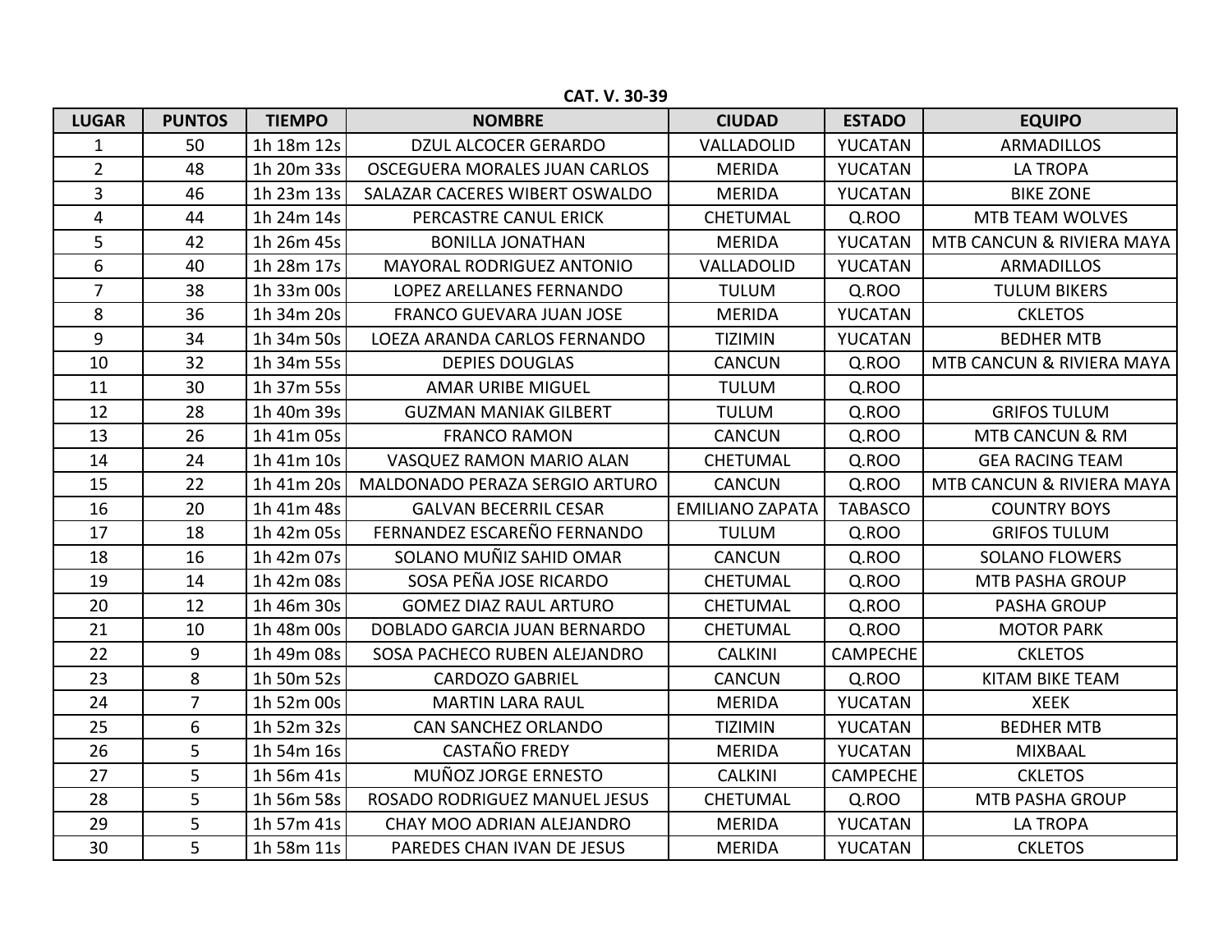**CAT. V. 30-39**

| LUGAR | PUNTOS | TIEMPO | NOMBRE | CIUDAD | ESTADO | EQUIPO |
|---|---|---|---|---|---|---|
| 1 | 50 | 1h 18m 12s | DZUL ALCOCER GERARDO | VALLADOLID | YUCATAN | ARMADILLOS |
| 2 | 48 | 1h 20m 33s | OSCEGUERA MORALES JUAN CARLOS | MERIDA | YUCATAN | LA TROPA |
| 3 | 46 | 1h 23m 13s | SALAZAR CACERES WIBERT OSWALDO | MERIDA | YUCATAN | BIKE ZONE |
| 4 | 44 | 1h 24m 14s | PERCASTRE CANUL ERICK | CHETUMAL | Q.ROO | MTB TEAM WOLVES |
| 5 | 42 | 1h 26m 45s | BONILLA JONATHAN | MERIDA | YUCATAN | MTB CANCUN & RIVIERA MAYA |
| 6 | 40 | 1h 28m 17s | MAYORAL RODRIGUEZ ANTONIO | VALLADOLID | YUCATAN | ARMADILLOS |
| 7 | 38 | 1h 33m 00s | LOPEZ ARELLANES FERNANDO | TULUM | Q.ROO | TULUM BIKERS |
| 8 | 36 | 1h 34m 20s | FRANCO GUEVARA JUAN JOSE | MERIDA | YUCATAN | CKLETOS |
| 9 | 34 | 1h 34m 50s | LOEZA ARANDA CARLOS FERNANDO | TIZIMIN | YUCATAN | BEDHER MTB |
| 10 | 32 | 1h 34m 55s | DEPIES DOUGLAS | CANCUN | Q.ROO | MTB CANCUN & RIVIERA MAYA |
| 11 | 30 | 1h 37m 55s | AMAR URIBE MIGUEL | TULUM | Q.ROO | |
| 12 | 28 | 1h 40m 39s | GUZMAN MANIAK GILBERT | TULUM | Q.ROO | GRIFOS TULUM |
| 13 | 26 | 1h 41m 05s | FRANCO RAMON | CANCUN | Q.ROO | MTB CANCUN & RM |
| 14 | 24 | 1h 41m 10s | VASQUEZ RAMON MARIO ALAN | CHETUMAL | Q.ROO | GEA RACING TEAM |
| 15 | 22 | 1h 41m 20s | MALDONADO PERAZA SERGIO ARTURO | CANCUN | Q.ROO | MTB CANCUN & RIVIERA MAYA |
| 16 | 20 | 1h 41m 48s | GALVAN BECERRIL CESAR | EMILIANO ZAPATA | TABASCO | COUNTRY BOYS |
| 17 | 18 | 1h 42m 05s | FERNANDEZ ESCAREÑO FERNANDO | TULUM | Q.ROO | GRIFOS TULUM |
| 18 | 16 | 1h 42m 07s | SOLANO MUÑIZ SAHID OMAR | CANCUN | Q.ROO | SOLANO FLOWERS |
| 19 | 14 | 1h 42m 08s | SOSA PEÑA JOSE RICARDO | CHETUMAL | Q.ROO | MTB PASHA GROUP |
| 20 | 12 | 1h 46m 30s | GOMEZ DIAZ RAUL ARTURO | CHETUMAL | Q.ROO | PASHA GROUP |
| 21 | 10 | 1h 48m 00s | DOBLADO GARCIA JUAN BERNARDO | CHETUMAL | Q.ROO | MOTOR PARK |
| 22 | 9 | 1h 49m 08s | SOSA PACHECO RUBEN ALEJANDRO | CALKINI | CAMPECHE | CKLETOS |
| 23 | 8 | 1h 50m 52s | CARDOZO GABRIEL | CANCUN | Q.ROO | KITAM BIKE TEAM |
| 24 | 7 | 1h 52m 00s | MARTIN LARA RAUL | MERIDA | YUCATAN | XEEK |
| 25 | 6 | 1h 52m 32s | CAN SANCHEZ ORLANDO | TIZIMIN | YUCATAN | BEDHER MTB |
| 26 | 5 | 1h 54m 16s | CASTAÑO FREDY | MERIDA | YUCATAN | MIXBAAL |
| 27 | 5 | 1h 56m 41s | MUÑOZ JORGE ERNESTO | CALKINI | CAMPECHE | CKLETOS |
| 28 | 5 | 1h 56m 58s | ROSADO RODRIGUEZ MANUEL JESUS | CHETUMAL | Q.ROO | MTB PASHA GROUP |
| 29 | 5 | 1h 57m 41s | CHAY MOO ADRIAN ALEJANDRO | MERIDA | YUCATAN | LA TROPA |
| 30 | 5 | 1h 58m 11s | PAREDES CHAN IVAN DE JESUS | MERIDA | YUCATAN | CKLETOS |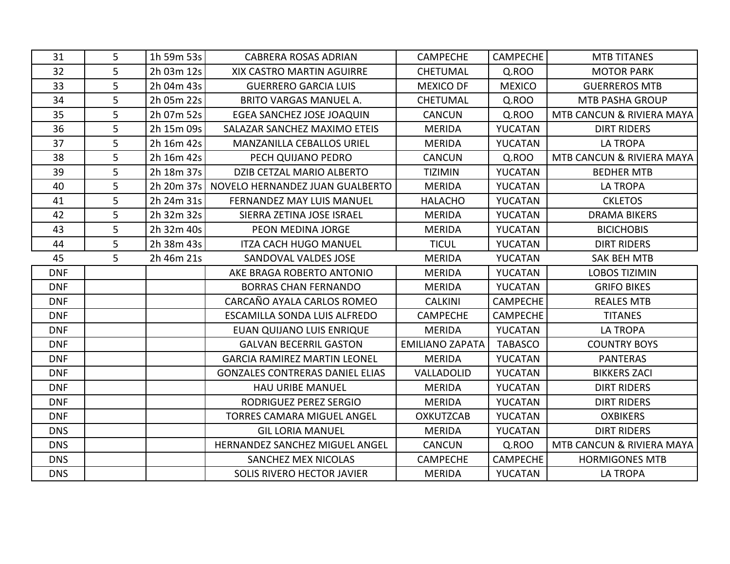| | | | | | | |
|---|---|---|---|---|---|---|
| 31 | 5 | 1h 59m 53s | CABRERA ROSAS ADRIAN | CAMPECHE | CAMPECHE | MTB TITANES |
| 32 | 5 | 2h 03m 12s | XIX CASTRO MARTIN AGUIRRE | CHETUMAL | Q.ROO | MOTOR PARK |
| 33 | 5 | 2h 04m 43s | GUERRERO GARCIA LUIS | MEXICO DF | MEXICO | GUERREROS MTB |
| 34 | 5 | 2h 05m 22s | BRITO VARGAS MANUEL A. | CHETUMAL | Q.ROO | MTB PASHA GROUP |
| 35 | 5 | 2h 07m 52s | EGEA SANCHEZ JOSE JOAQUIN | CANCUN | Q.ROO | MTB CANCUN & RIVIERA MAYA |
| 36 | 5 | 2h 15m 09s | SALAZAR SANCHEZ MAXIMO ETEIS | MERIDA | YUCATAN | DIRT RIDERS |
| 37 | 5 | 2h 16m 42s | MANZANILLA CEBALLOS URIEL | MERIDA | YUCATAN | LA TROPA |
| 38 | 5 | 2h 16m 42s | PECH QUIJANO PEDRO | CANCUN | Q.ROO | MTB CANCUN & RIVIERA MAYA |
| 39 | 5 | 2h 18m 37s | DZIB CETZAL MARIO ALBERTO | TIZIMIN | YUCATAN | BEDHER MTB |
| 40 | 5 | 2h 20m 37s | NOVELO HERNANDEZ JUAN GUALBERTO | MERIDA | YUCATAN | LA TROPA |
| 41 | 5 | 2h 24m 31s | FERNANDEZ MAY LUIS MANUEL | HALACHO | YUCATAN | CKLETOS |
| 42 | 5 | 2h 32m 32s | SIERRA ZETINA JOSE ISRAEL | MERIDA | YUCATAN | DRAMA BIKERS |
| 43 | 5 | 2h 32m 40s | PEON MEDINA JORGE | MERIDA | YUCATAN | BICICHOBIS |
| 44 | 5 | 2h 38m 43s | ITZA CACH HUGO MANUEL | TICUL | YUCATAN | DIRT RIDERS |
| 45 | 5 | 2h 46m 21s | SANDOVAL VALDES JOSE | MERIDA | YUCATAN | SAK BEH MTB |
| DNF | | | AKE BRAGA ROBERTO ANTONIO | MERIDA | YUCATAN | LOBOS TIZIMIN |
| DNF | | | BORRAS CHAN FERNANDO | MERIDA | YUCATAN | GRIFO BIKES |
| DNF | | | CARCAÑO AYALA CARLOS ROMEO | CALKINI | CAMPECHE | REALES MTB |
| DNF | | | ESCAMILLA SONDA LUIS ALFREDO | CAMPECHE | CAMPECHE | TITANES |
| DNF | | | EUAN QUIJANO LUIS ENRIQUE | MERIDA | YUCATAN | LA TROPA |
| DNF | | | GALVAN BECERRIL GASTON | EMILIANO ZAPATA | TABASCO | COUNTRY BOYS |
| DNF | | | GARCIA RAMIREZ MARTIN LEONEL | MERIDA | YUCATAN | PANTERAS |
| DNF | | | GONZALES CONTRERAS DANIEL ELIAS | VALLADOLID | YUCATAN | BIKKERS ZACI |
| DNF | | | HAU URIBE MANUEL | MERIDA | YUCATAN | DIRT RIDERS |
| DNF | | | RODRIGUEZ PEREZ SERGIO | MERIDA | YUCATAN | DIRT RIDERS |
| DNF | | | TORRES CAMARA MIGUEL ANGEL | OXKUTZCAB | YUCATAN | OXBIKERS |
| DNS | | | GIL LORIA MANUEL | MERIDA | YUCATAN | DIRT RIDERS |
| DNS | | | HERNANDEZ SANCHEZ MIGUEL ANGEL | CANCUN | Q.ROO | MTB CANCUN & RIVIERA MAYA |
| DNS | | | SANCHEZ MEX NICOLAS | CAMPECHE | CAMPECHE | HORMIGONES MTB |
| DNS | | | SOLIS RIVERO HECTOR JAVIER | MERIDA | YUCATAN | LA TROPA |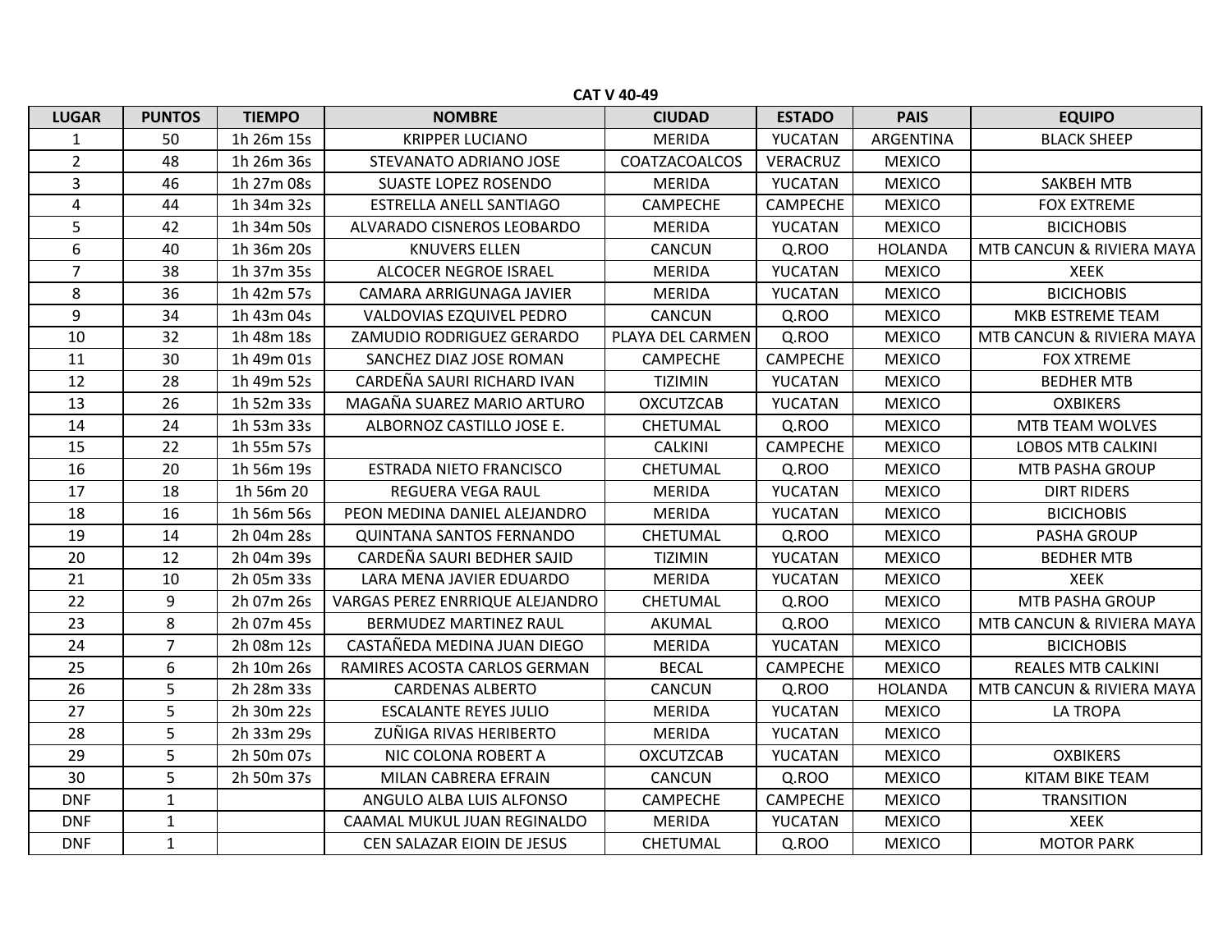**CAT V 40-49**

| LUGAR | PUNTOS | TIEMPO | NOMBRE | CIUDAD | ESTADO | PAIS | EQUIPO |
|---|---|---|---|---|---|---|---|
| 1 | 50 | 1h 26m 15s | KRIPPER LUCIANO | MERIDA | YUCATAN | ARGENTINA | BLACK SHEEP |
| 2 | 48 | 1h 26m 36s | STEVANATO ADRIANO JOSE | COATZACOALCOS | VERACRUZ | MEXICO | |
| 3 | 46 | 1h 27m 08s | SUASTE LOPEZ ROSENDO | MERIDA | YUCATAN | MEXICO | SAKBEH MTB |
| 4 | 44 | 1h 34m 32s | ESTRELLA ANELL SANTIAGO | CAMPECHE | CAMPECHE | MEXICO | FOX EXTREME |
| 5 | 42 | 1h 34m 50s | ALVARADO CISNEROS LEOBARDO | MERIDA | YUCATAN | MEXICO | BICICHOBIS |
| 6 | 40 | 1h 36m 20s | KNUVERS ELLEN | CANCUN | Q.ROO | HOLANDA | MTB CANCUN & RIVIERA MAYA |
| 7 | 38 | 1h 37m 35s | ALCOCER NEGROE ISRAEL | MERIDA | YUCATAN | MEXICO | XEEK |
| 8 | 36 | 1h 42m 57s | CAMARA ARRIGUNAGA JAVIER | MERIDA | YUCATAN | MEXICO | BICICHOBIS |
| 9 | 34 | 1h 43m 04s | VALDOVIAS EZQUIVEL PEDRO | CANCUN | Q.ROO | MEXICO | MKB ESTREME TEAM |
| 10 | 32 | 1h 48m 18s | ZAMUDIO RODRIGUEZ GERARDO | PLAYA DEL CARMEN | Q.ROO | MEXICO | MTB CANCUN & RIVIERA MAYA |
| 11 | 30 | 1h 49m 01s | SANCHEZ DIAZ JOSE ROMAN | CAMPECHE | CAMPECHE | MEXICO | FOX XTREME |
| 12 | 28 | 1h 49m 52s | CARDEÑA SAURI RICHARD IVAN | TIZIMIN | YUCATAN | MEXICO | BEDHER MTB |
| 13 | 26 | 1h 52m 33s | MAGAÑA SUAREZ MARIO ARTURO | OXCUTZCAB | YUCATAN | MEXICO | OXBIKERS |
| 14 | 24 | 1h 53m 33s | ALBORNOZ CASTILLO JOSE E. | CHETUMAL | Q.ROO | MEXICO | MTB TEAM WOLVES |
| 15 | 22 | 1h 55m 57s | | CALKINI | CAMPECHE | MEXICO | LOBOS MTB CALKINI |
| 16 | 20 | 1h 56m 19s | ESTRADA NIETO FRANCISCO | CHETUMAL | Q.ROO | MEXICO | MTB PASHA GROUP |
| 17 | 18 | 1h 56m 20 | REGUERA VEGA RAUL | MERIDA | YUCATAN | MEXICO | DIRT RIDERS |
| 18 | 16 | 1h 56m 56s | PEON MEDINA DANIEL ALEJANDRO | MERIDA | YUCATAN | MEXICO | BICICHOBIS |
| 19 | 14 | 2h 04m 28s | QUINTANA SANTOS FERNANDO | CHETUMAL | Q.ROO | MEXICO | PASHA GROUP |
| 20 | 12 | 2h 04m 39s | CARDEÑA SAURI BEDHER SAJID | TIZIMIN | YUCATAN | MEXICO | BEDHER MTB |
| 21 | 10 | 2h 05m 33s | LARA MENA JAVIER EDUARDO | MERIDA | YUCATAN | MEXICO | XEEK |
| 22 | 9 | 2h 07m 26s | VARGAS PEREZ ENRRIQUE ALEJANDRO | CHETUMAL | Q.ROO | MEXICO | MTB PASHA GROUP |
| 23 | 8 | 2h 07m 45s | BERMUDEZ MARTINEZ RAUL | AKUMAL | Q.ROO | MEXICO | MTB CANCUN & RIVIERA MAYA |
| 24 | 7 | 2h 08m 12s | CASTAÑEDA MEDINA JUAN DIEGO | MERIDA | YUCATAN | MEXICO | BICICHOBIS |
| 25 | 6 | 2h 10m 26s | RAMIRES ACOSTA CARLOS GERMAN | BECAL | CAMPECHE | MEXICO | REALES MTB CALKINI |
| 26 | 5 | 2h 28m 33s | CARDENAS ALBERTO | CANCUN | Q.ROO | HOLANDA | MTB CANCUN & RIVIERA MAYA |
| 27 | 5 | 2h 30m 22s | ESCALANTE REYES JULIO | MERIDA | YUCATAN | MEXICO | LA TROPA |
| 28 | 5 | 2h 33m 29s | ZUÑIGA RIVAS HERIBERTO | MERIDA | YUCATAN | MEXICO | |
| 29 | 5 | 2h 50m 07s | NIC COLONA ROBERT A | OXCUTZCAB | YUCATAN | MEXICO | OXBIKERS |
| 30 | 5 | 2h 50m 37s | MILAN CABRERA EFRAIN | CANCUN | Q.ROO | MEXICO | KITAM BIKE TEAM |
| DNF | 1 | | ANGULO ALBA LUIS ALFONSO | CAMPECHE | CAMPECHE | MEXICO | TRANSITION |
| DNF | 1 | | CAAMAL MUKUL JUAN REGINALDO | MERIDA | YUCATAN | MEXICO | XEEK |
| DNF | 1 | | CEN SALAZAR EIOIN DE JESUS | CHETUMAL | Q.ROO | MEXICO | MOTOR PARK |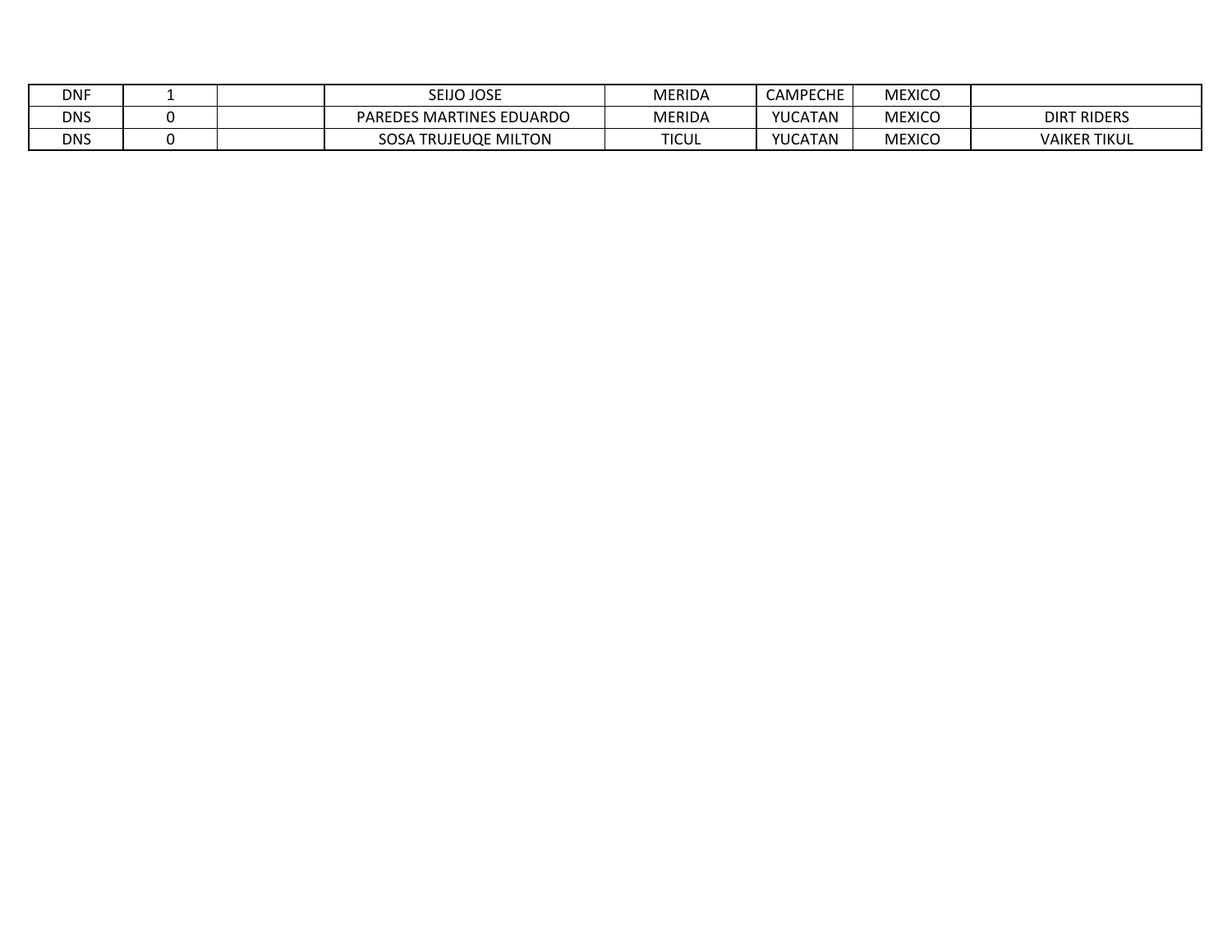| | | | | | | | |
|---|---|---|---|---|---|---|---|
| DNF | 1 | | SEIJO JOSE | MERIDA | CAMPECHE | MEXICO | |
| DNS | 0 | | PAREDES MARTINES EDUARDO | MERIDA | YUCATAN | MEXICO | DIRT RIDERS |
| DNS | 0 | | SOSA TRUJEUQE MILTON | TICUL | YUCATAN | MEXICO | VAIKER TIKUL |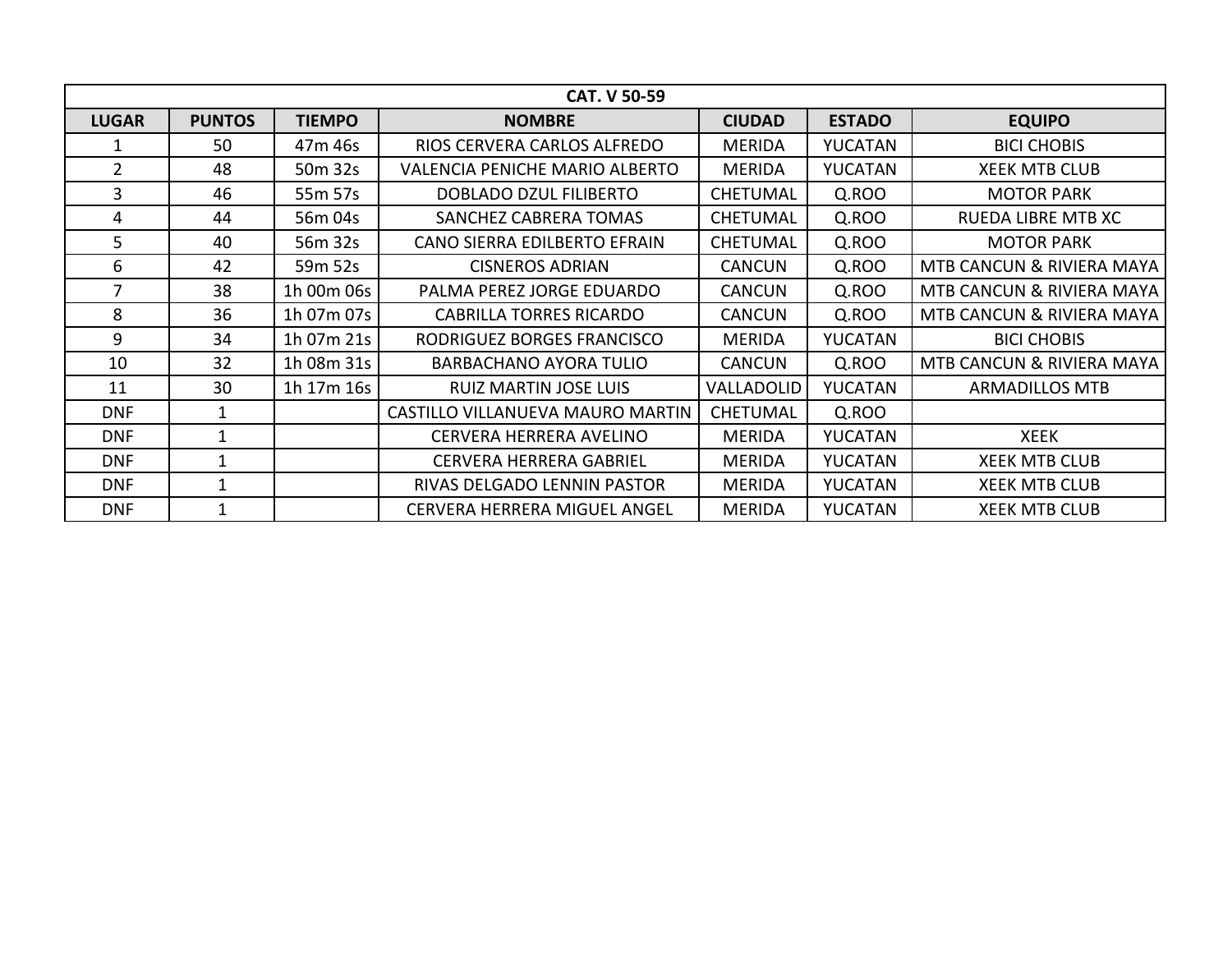| CAT. V 50-59 | | | | | | |
|---|---|---|---|---|---|---|
| **LUGAR** | **PUNTOS** | **TIEMPO** | **NOMBRE** | **CIUDAD** | **ESTADO** | **EQUIPO** |
| 1 | 50 | 47m 46s | RIOS CERVERA CARLOS ALFREDO | MERIDA | YUCATAN | BICI CHOBIS |
| 2 | 48 | 50m 32s | VALENCIA PENICHE MARIO ALBERTO | MERIDA | YUCATAN | XEEK MTB CLUB |
| 3 | 46 | 55m 57s | DOBLADO DZUL FILIBERTO | CHETUMAL | Q.ROO | MOTOR PARK |
| 4 | 44 | 56m 04s | SANCHEZ CABRERA TOMAS | CHETUMAL | Q.ROO | RUEDA LIBRE MTB XC |
| 5 | 40 | 56m 32s | CANO SIERRA EDILBERTO EFRAIN | CHETUMAL | Q.ROO | MOTOR PARK |
| 6 | 42 | 59m 52s | CISNEROS ADRIAN | CANCUN | Q.ROO | MTB CANCUN & RIVIERA MAYA |
| 7 | 38 | 1h 00m 06s | PALMA PEREZ JORGE EDUARDO | CANCUN | Q.ROO | MTB CANCUN & RIVIERA MAYA |
| 8 | 36 | 1h 07m 07s | CABRILLA TORRES RICARDO | CANCUN | Q.ROO | MTB CANCUN & RIVIERA MAYA |
| 9 | 34 | 1h 07m 21s | RODRIGUEZ BORGES FRANCISCO | MERIDA | YUCATAN | BICI CHOBIS |
| 10 | 32 | 1h 08m 31s | BARBACHANO AYORA TULIO | CANCUN | Q.ROO | MTB CANCUN & RIVIERA MAYA |
| 11 | 30 | 1h 17m 16s | RUIZ MARTIN JOSE LUIS | VALLADOLID | YUCATAN | ARMADILLOS MTB |
| DNF | 1 | | CASTILLO VILLANUEVA MAURO MARTIN | CHETUMAL | Q.ROO | |
| DNF | 1 | | CERVERA HERRERA AVELINO | MERIDA | YUCATAN | XEEK |
| DNF | 1 | | CERVERA HERRERA GABRIEL | MERIDA | YUCATAN | XEEK MTB CLUB |
| DNF | 1 | | RIVAS DELGADO LENNIN PASTOR | MERIDA | YUCATAN | XEEK MTB CLUB |
| DNF | 1 | | CERVERA HERRERA MIGUEL ANGEL | MERIDA | YUCATAN | XEEK MTB CLUB |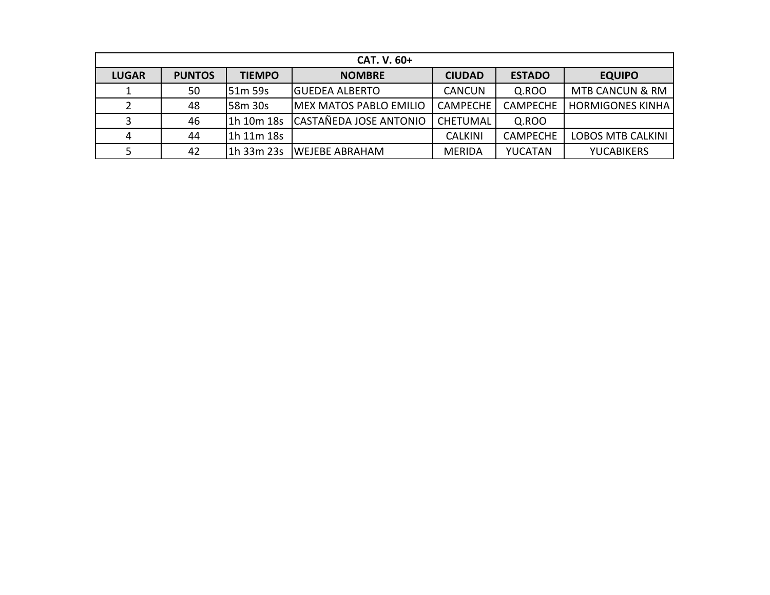| CAT. V. 60+ | | | | | | |
|---|---|---|---|---|---|---|
| LUGAR | PUNTOS | TIEMPO | NOMBRE | CIUDAD | ESTADO | EQUIPO |
| 1 | 50 | 51m 59s | GUEDEA ALBERTO | CANCUN | Q.ROO | MTB CANCUN & RM |
| 2 | 48 | 58m 30s | MEX MATOS PABLO EMILIO | CAMPECHE | CAMPECHE | HORMIGONES KINHA |
| 3 | 46 | 1h 10m 18s | CASTAÑEDA JOSE ANTONIO | CHETUMAL | Q.ROO | |
| 4 | 44 | 1h 11m 18s | | CALKINI | CAMPECHE | LOBOS MTB CALKINI |
| 5 | 42 | 1h 33m 23s | WEJEBE ABRAHAM | MERIDA | YUCATAN | YUCABIKERS |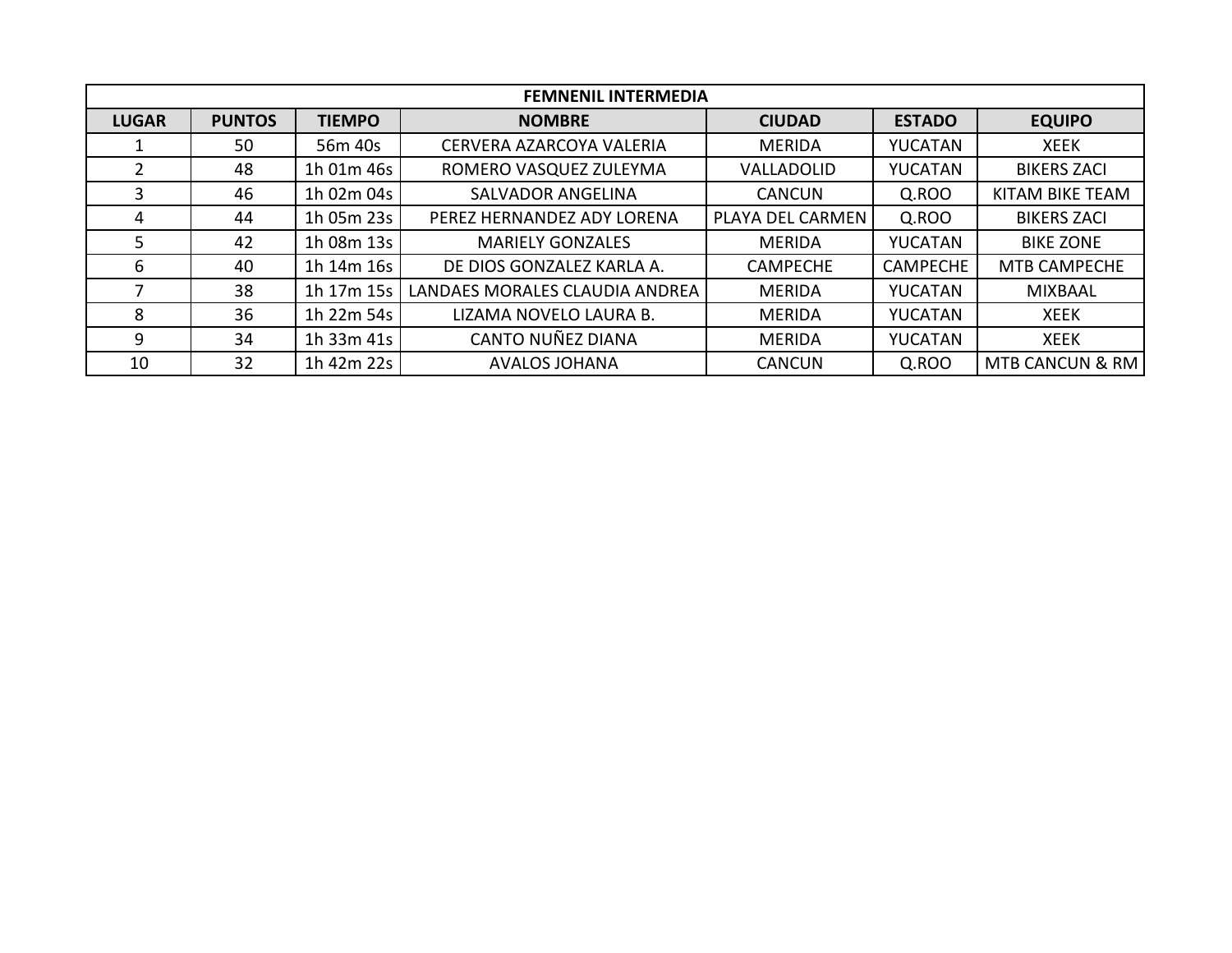| FEMNENIL INTERMEDIA | | | | | | |
|---|---|---|---|---|---|---|
| **LUGAR** | **PUNTOS** | **TIEMPO** | **NOMBRE** | **CIUDAD** | **ESTADO** | **EQUIPO** |
| 1 | 50 | 56m 40s | CERVERA AZARCOYA VALERIA | MERIDA | YUCATAN | XEEK |
| 2 | 48 | 1h 01m 46s | ROMERO VASQUEZ ZULEYMA | VALLADOLID | YUCATAN | BIKERS ZACI |
| 3 | 46 | 1h 02m 04s | SALVADOR ANGELINA | CANCUN | Q.ROO | KITAM BIKE TEAM |
| 4 | 44 | 1h 05m 23s | PEREZ HERNANDEZ ADY LORENA | PLAYA DEL CARMEN | Q.ROO | BIKERS ZACI |
| 5 | 42 | 1h 08m 13s | MARIELY GONZALES | MERIDA | YUCATAN | BIKE ZONE |
| 6 | 40 | 1h 14m 16s | DE DIOS GONZALEZ KARLA A. | CAMPECHE | CAMPECHE | MTB CAMPECHE |
| 7 | 38 | 1h 17m 15s | LANDAES MORALES CLAUDIA ANDREA | MERIDA | YUCATAN | MIXBAAL |
| 8 | 36 | 1h 22m 54s | LIZAMA NOVELO LAURA B. | MERIDA | YUCATAN | XEEK |
| 9 | 34 | 1h 33m 41s | CANTO NUÑEZ DIANA | MERIDA | YUCATAN | XEEK |
| 10 | 32 | 1h 42m 22s | AVALOS JOHANA | CANCUN | Q.ROO | MTB CANCUN & RM |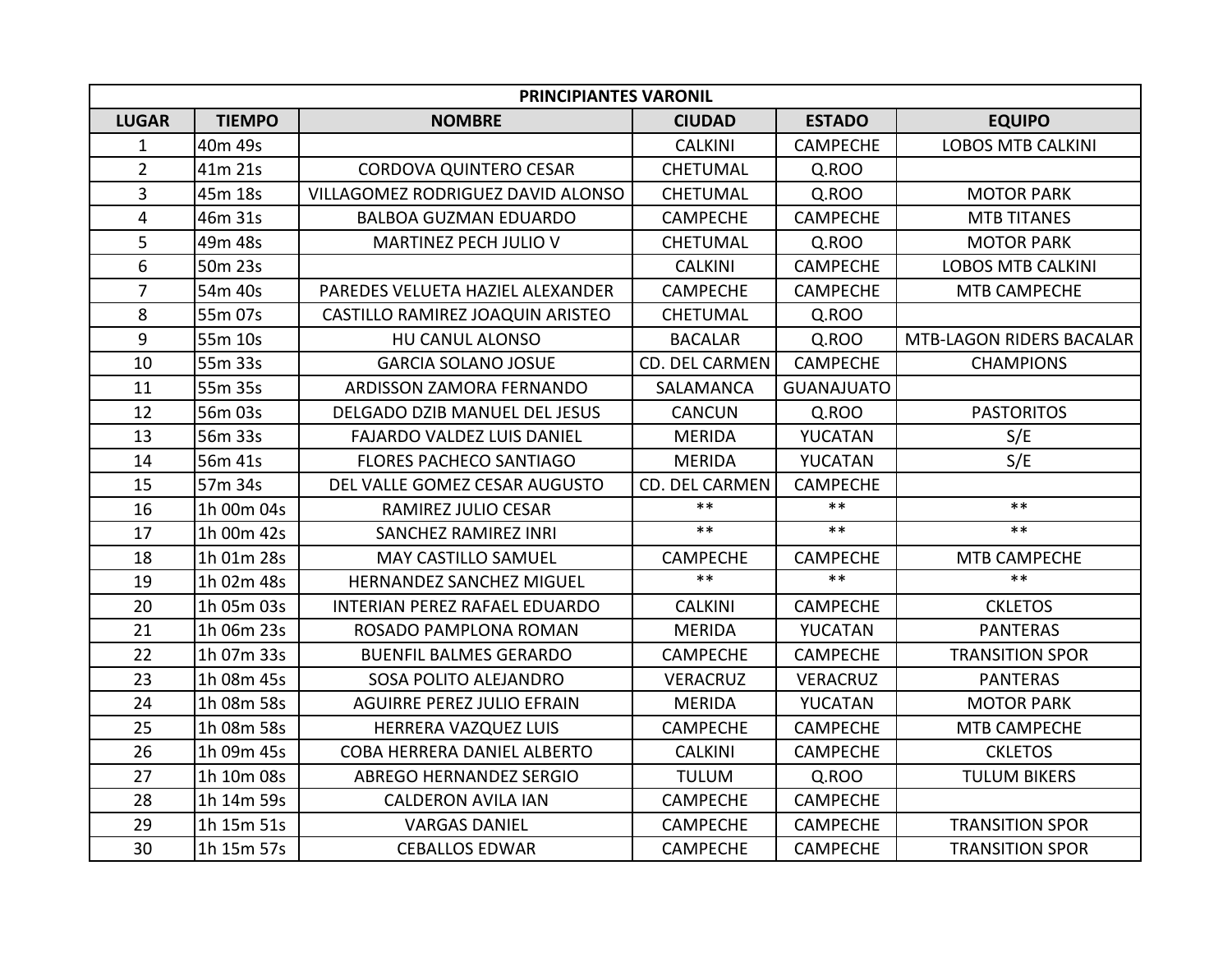| PRINCIPIANTES VARONIL | | | | | |
|---|---|---|---|---|---|
| **LUGAR** | **TIEMPO** | **NOMBRE** | **CIUDAD** | **ESTADO** | **EQUIPO** |
| 1 | 40m 49s | | CALKINI | CAMPECHE | LOBOS MTB CALKINI |
| 2 | 41m 21s | CORDOVA QUINTERO CESAR | CHETUMAL | Q.ROO | |
| 3 | 45m 18s | VILLAGOMEZ RODRIGUEZ DAVID ALONSO | CHETUMAL | Q.ROO | MOTOR PARK |
| 4 | 46m 31s | BALBOA GUZMAN EDUARDO | CAMPECHE | CAMPECHE | MTB TITANES |
| 5 | 49m 48s | MARTINEZ PECH JULIO V | CHETUMAL | Q.ROO | MOTOR PARK |
| 6 | 50m 23s | | CALKINI | CAMPECHE | LOBOS MTB CALKINI |
| 7 | 54m 40s | PAREDES VELUETA HAZIEL ALEXANDER | CAMPECHE | CAMPECHE | MTB CAMPECHE |
| 8 | 55m 07s | CASTILLO RAMIREZ JOAQUIN ARISTEO | CHETUMAL | Q.ROO | |
| 9 | 55m 10s | HU CANUL ALONSO | BACALAR | Q.ROO | MTB-LAGON RIDERS BACALAR |
| 10 | 55m 33s | GARCIA SOLANO JOSUE | CD. DEL CARMEN | CAMPECHE | CHAMPIONS |
| 11 | 55m 35s | ARDISSON ZAMORA FERNANDO | SALAMANCA | GUANAJUATO | |
| 12 | 56m 03s | DELGADO DZIB MANUEL DEL JESUS | CANCUN | Q.ROO | PASTORITOS |
| 13 | 56m 33s | FAJARDO VALDEZ LUIS DANIEL | MERIDA | YUCATAN | S/E |
| 14 | 56m 41s | FLORES PACHECO SANTIAGO | MERIDA | YUCATAN | S/E |
| 15 | 57m 34s | DEL VALLE GOMEZ CESAR AUGUSTO | CD. DEL CARMEN | CAMPECHE | |
| 16 | 1h 00m 04s | RAMIREZ JULIO CESAR | ** | ** | ** |
| 17 | 1h 00m 42s | SANCHEZ RAMIREZ INRI | ** | ** | ** |
| 18 | 1h 01m 28s | MAY CASTILLO SAMUEL | CAMPECHE | CAMPECHE | MTB CAMPECHE |
| 19 | 1h 02m 48s | HERNANDEZ SANCHEZ MIGUEL | ** | ** | ** |
| 20 | 1h 05m 03s | INTERIAN PEREZ RAFAEL EDUARDO | CALKINI | CAMPECHE | CKLETOS |
| 21 | 1h 06m 23s | ROSADO PAMPLONA ROMAN | MERIDA | YUCATAN | PANTERAS |
| 22 | 1h 07m 33s | BUENFIL BALMES GERARDO | CAMPECHE | CAMPECHE | TRANSITION SPOR |
| 23 | 1h 08m 45s | SOSA POLITO ALEJANDRO | VERACRUZ | VERACRUZ | PANTERAS |
| 24 | 1h 08m 58s | AGUIRRE PEREZ JULIO EFRAIN | MERIDA | YUCATAN | MOTOR PARK |
| 25 | 1h 08m 58s | HERRERA VAZQUEZ LUIS | CAMPECHE | CAMPECHE | MTB CAMPECHE |
| 26 | 1h 09m 45s | COBA HERRERA DANIEL ALBERTO | CALKINI | CAMPECHE | CKLETOS |
| 27 | 1h 10m 08s | ABREGO HERNANDEZ SERGIO | TULUM | Q.ROO | TULUM BIKERS |
| 28 | 1h 14m 59s | CALDERON AVILA IAN | CAMPECHE | CAMPECHE | |
| 29 | 1h 15m 51s | VARGAS DANIEL | CAMPECHE | CAMPECHE | TRANSITION SPOR |
| 30 | 1h 15m 57s | CEBALLOS EDWAR | CAMPECHE | CAMPECHE | TRANSITION SPOR |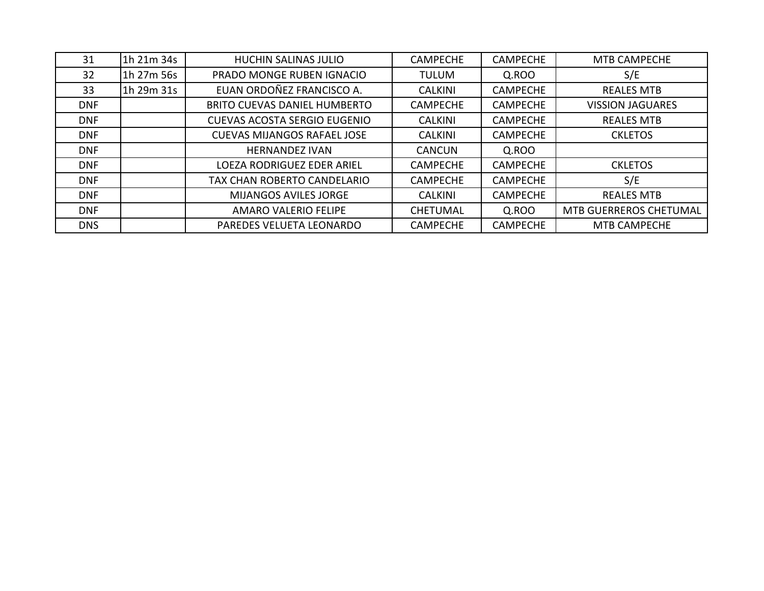| 31 | 1h 21m 34s | HUCHIN SALINAS JULIO | CAMPECHE | CAMPECHE | MTB CAMPECHE |
|---|---|---|---|---|---|
| 32 | 1h 27m 56s | PRADO MONGE RUBEN IGNACIO | TULUM | Q.ROO | S/E |
| 33 | 1h 29m 31s | EUAN ORDOÑEZ FRANCISCO A. | CALKINI | CAMPECHE | REALES MTB |
| DNF | | BRITO CUEVAS DANIEL HUMBERTO | CAMPECHE | CAMPECHE | VISSION JAGUARES |
| DNF | | CUEVAS ACOSTA SERGIO EUGENIO | CALKINI | CAMPECHE | REALES MTB |
| DNF | | CUEVAS MIJANGOS RAFAEL JOSE | CALKINI | CAMPECHE | CKLETOS |
| DNF | | HERNANDEZ IVAN | CANCUN | Q.ROO | |
| DNF | | LOEZA RODRIGUEZ EDER ARIEL | CAMPECHE | CAMPECHE | CKLETOS |
| DNF | | TAX CHAN ROBERTO CANDELARIO | CAMPECHE | CAMPECHE | S/E |
| DNF | | MIJANGOS AVILES JORGE | CALKINI | CAMPECHE | REALES MTB |
| DNF | | AMARO VALERIO FELIPE | CHETUMAL | Q.ROO | MTB GUERREROS CHETUMAL |
| DNS | | PAREDES VELUETA LEONARDO | CAMPECHE | CAMPECHE | MTB CAMPECHE |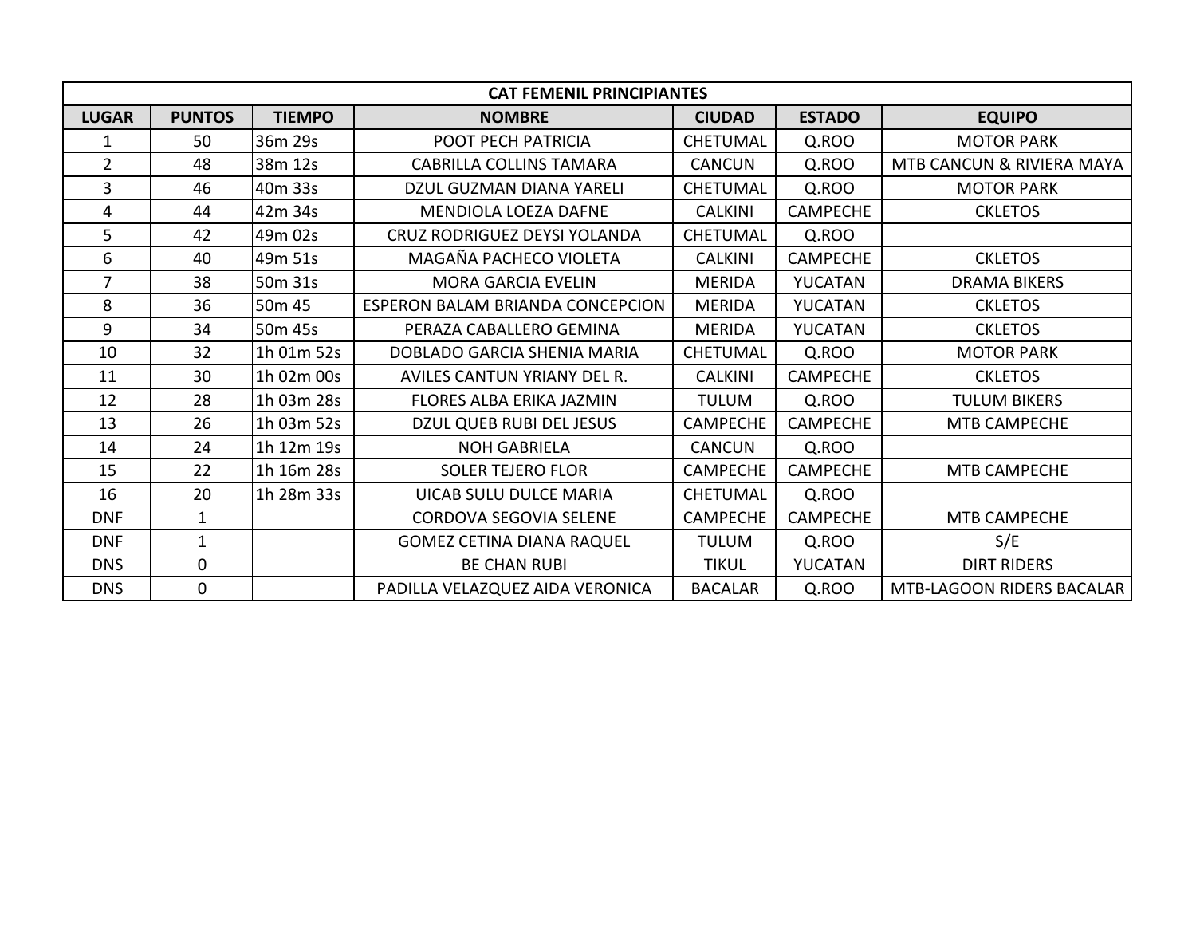| CAT FEMENIL PRINCIPIANTES | | | | | | |
|---|---|---|---|---|---|---|
| LUGAR | PUNTOS | TIEMPO | NOMBRE | CIUDAD | ESTADO | EQUIPO |
| 1 | 50 | 36m 29s | POOT PECH PATRICIA | CHETUMAL | Q.ROO | MOTOR PARK |
| 2 | 48 | 38m 12s | CABRILLA COLLINS TAMARA | CANCUN | Q.ROO | MTB CANCUN & RIVIERA MAYA |
| 3 | 46 | 40m 33s | DZUL GUZMAN DIANA YARELI | CHETUMAL | Q.ROO | MOTOR PARK |
| 4 | 44 | 42m 34s | MENDIOLA LOEZA DAFNE | CALKINI | CAMPECHE | CKLETOS |
| 5 | 42 | 49m 02s | CRUZ RODRIGUEZ DEYSI YOLANDA | CHETUMAL | Q.ROO | |
| 6 | 40 | 49m 51s | MAGAÑA PACHECO VIOLETA | CALKINI | CAMPECHE | CKLETOS |
| 7 | 38 | 50m 31s | MORA GARCIA EVELIN | MERIDA | YUCATAN | DRAMA BIKERS |
| 8 | 36 | 50m 45 | ESPERON BALAM BRIANDA CONCEPCION | MERIDA | YUCATAN | CKLETOS |
| 9 | 34 | 50m 45s | PERAZA CABALLERO GEMINA | MERIDA | YUCATAN | CKLETOS |
| 10 | 32 | 1h 01m 52s | DOBLADO GARCIA SHENIA MARIA | CHETUMAL | Q.ROO | MOTOR PARK |
| 11 | 30 | 1h 02m 00s | AVILES CANTUN YRIANY DEL R. | CALKINI | CAMPECHE | CKLETOS |
| 12 | 28 | 1h 03m 28s | FLORES ALBA ERIKA JAZMIN | TULUM | Q.ROO | TULUM BIKERS |
| 13 | 26 | 1h 03m 52s | DZUL QUEB RUBI DEL JESUS | CAMPECHE | CAMPECHE | MTB CAMPECHE |
| 14 | 24 | 1h 12m 19s | NOH GABRIELA | CANCUN | Q.ROO | |
| 15 | 22 | 1h 16m 28s | SOLER TEJERO FLOR | CAMPECHE | CAMPECHE | MTB CAMPECHE |
| 16 | 20 | 1h 28m 33s | UICAB SULU DULCE MARIA | CHETUMAL | Q.ROO | |
| DNF | 1 | | CORDOVA SEGOVIA SELENE | CAMPECHE | CAMPECHE | MTB CAMPECHE |
| DNF | 1 | | GOMEZ CETINA DIANA RAQUEL | TULUM | Q.ROO | S/E |
| DNS | 0 | | BE CHAN RUBI | TIKUL | YUCATAN | DIRT RIDERS |
| DNS | 0 | | PADILLA VELAZQUEZ AIDA VERONICA | BACALAR | Q.ROO | MTB-LAGOON RIDERS BACALAR |